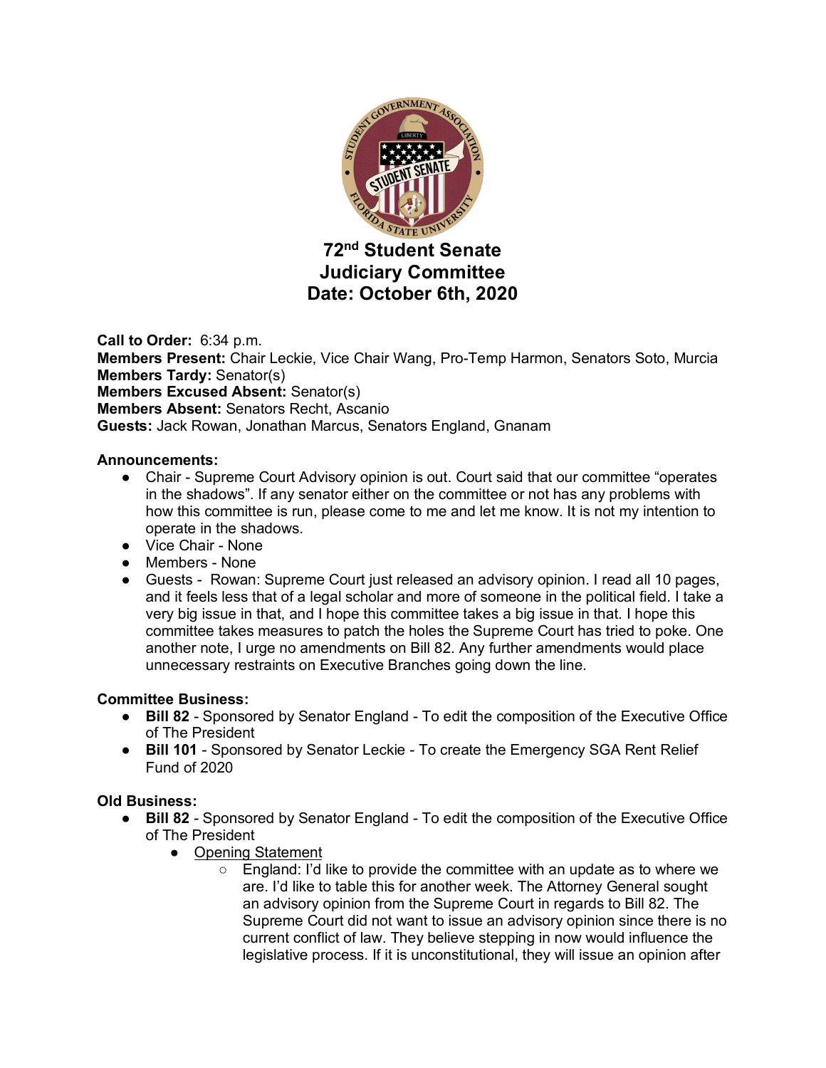# 72nd Student Senate
# Judiciary Committee
# Date: October 6th, 2020

**Call to Order:** 6:34 p.m.
**Members Present:** Chair Leckie, Vice Chair Wang, Pro-Temp Harmon, Senators Soto, Murcia
**Members Tardy:** Senator(s)
**Members Excused Absent:** Senator(s)
**Members Absent:** Senators Recht, Ascanio
**Guests:** Jack Rowan, Jonathan Marcus, Senators England, Gnanam

**Announcements:**

- Chair - Supreme Court Advisory opinion is out. Court said that our committee "operates in the shadows". If any senator either on the committee or not has any problems with how this committee is run, please come to me and let me know. It is not my intention to operate in the shadows.
- Vice Chair - None
- Members - None
- Guests - Rowan: Supreme Court just released an advisory opinion. I read all 10 pages, and it feels less that of a legal scholar and more of someone in the political field. I take a very big issue in that, and I hope this committee takes a big issue in that. I hope this committee takes measures to patch the holes the Supreme Court has tried to poke. One another note, I urge no amendments on Bill 82. Any further amendments would place unnecessary restraints on Executive Branches going down the line.

**Committee Business:**

- **Bill 82** - Sponsored by Senator England - To edit the composition of the Executive Office of The President
- **Bill 101** - Sponsored by Senator Leckie - To create the Emergency SGA Rent Relief Fund of 2020

**Old Business:**

- **Bill 82** - Sponsored by Senator England - To edit the composition of the Executive Office of The President
  - Opening Statement
    - England: I'd like to provide the committee with an update as to where we are. I'd like to table this for another week. The Attorney General sought an advisory opinion from the Supreme Court in regards to Bill 82. The Supreme Court did not want to issue an advisory opinion since there is no current conflict of law. They believe stepping in now would influence the legislative process. If it is unconstitutional, they will issue an opinion after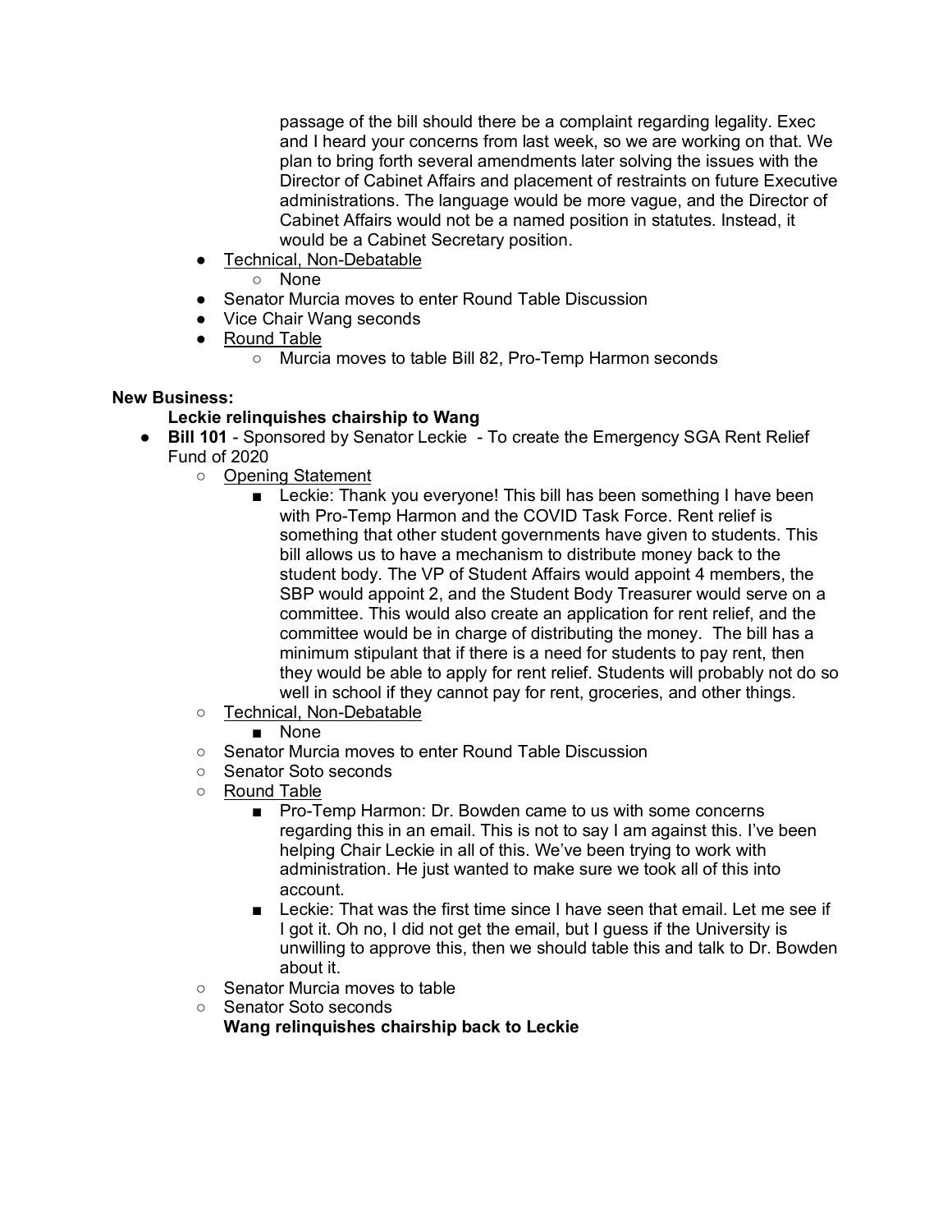passage of the bill should there be a complaint regarding legality. Exec and I heard your concerns from last week, so we are working on that. We plan to bring forth several amendments later solving the issues with the Director of Cabinet Affairs and placement of restraints on future Executive administrations. The language would be more vague, and the Director of Cabinet Affairs would not be a named position in statutes. Instead, it would be a Cabinet Secretary position.

- Technical, Non-Debatable
  - None
- Senator Murcia moves to enter Round Table Discussion
- Vice Chair Wang seconds
- Round Table
  - Murcia moves to table Bill 82, Pro-Temp Harmon seconds

**New Business:**

**Leckie relinquishes chairship to Wang**

- **Bill 101** - Sponsored by Senator Leckie - To create the Emergency SGA Rent Relief Fund of 2020
  - Opening Statement
    - Leckie: Thank you everyone! This bill has been something I have been with Pro-Temp Harmon and the COVID Task Force. Rent relief is something that other student governments have given to students. This bill allows us to have a mechanism to distribute money back to the student body. The VP of Student Affairs would appoint 4 members, the SBP would appoint 2, and the Student Body Treasurer would serve on a committee. This would also create an application for rent relief, and the committee would be in charge of distributing the money. The bill has a minimum stipulant that if there is a need for students to pay rent, then they would be able to apply for rent relief. Students will probably not do so well in school if they cannot pay for rent, groceries, and other things.
  - Technical, Non-Debatable
    - None
  - Senator Murcia moves to enter Round Table Discussion
  - Senator Soto seconds
  - Round Table
    - Pro-Temp Harmon: Dr. Bowden came to us with some concerns regarding this in an email. This is not to say I am against this. I've been helping Chair Leckie in all of this. We've been trying to work with administration. He just wanted to make sure we took all of this into account.
    - Leckie: That was the first time since I have seen that email. Let me see if I got it. Oh no, I did not get the email, but I guess if the University is unwilling to approve this, then we should table this and talk to Dr. Bowden about it.
  - Senator Murcia moves to table
  - Senator Soto seconds

**Wang relinquishes chairship back to Leckie**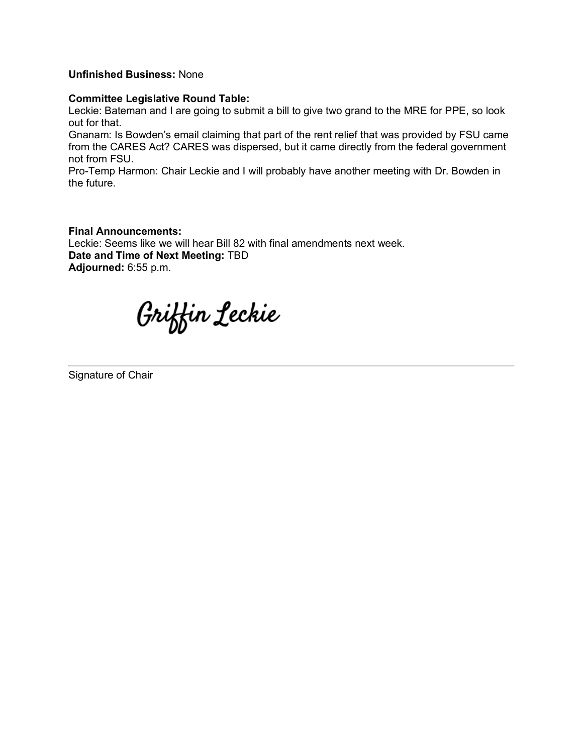**Unfinished Business:** None

**Committee Legislative Round Table:**

Leckie: Bateman and I are going to submit a bill to give two grand to the MRE for PPE, so look out for that.

Gnanam: Is Bowden's email claiming that part of the rent relief that was provided by FSU came from the CARES Act? CARES was dispersed, but it came directly from the federal government not from FSU.

Pro-Temp Harmon: Chair Leckie and I will probably have another meeting with Dr. Bowden in the future.

**Final Announcements:**

Leckie: Seems like we will hear Bill 82 with final amendments next week.

**Date and Time of Next Meeting:** TBD

**Adjourned:** 6:55 p.m.

Griffin Leckie

---

Signature of Chair